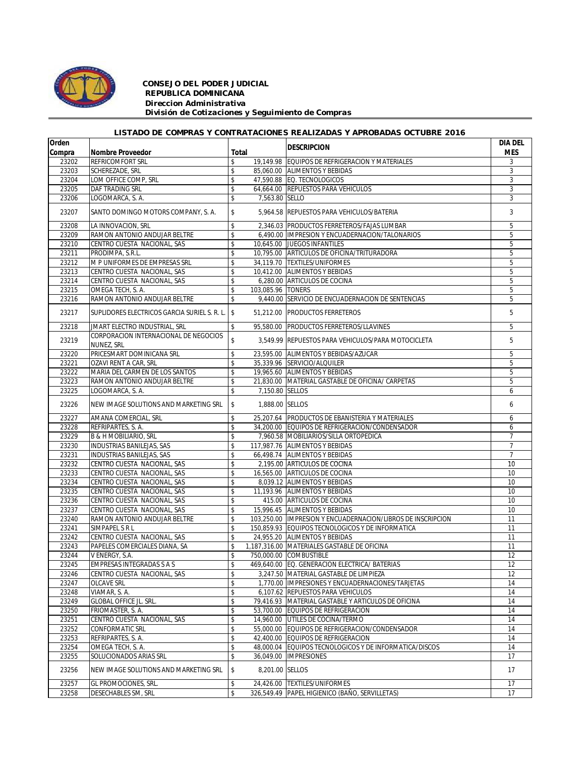**CONSEJO DEL PODER JUDICIAL**
**REPUBLICA DOMINICANA**
***Direccion Administrativa***
***División de Cotizaciones y Seguimiento de Compras***

## LISTADO DE COMPRAS Y CONTRATACIONES REALIZADAS Y APROBADAS OCTUBRE 2016

| Orden Compra | Nombre Proveedor | Total | DESCRIPCION | DIA DEL MES |
|---|---|---|---|---|
| 23202 | REFRICOMFORT SRL | $ 19,149.98 | EQUIPOS DE REFRIGERACION Y MATERIALES | 3 |
| 23203 | SCHEREZADE, SRL | $ 85,060.00 | ALIMENTOS Y BEBIDAS | 3 |
| 23204 | LOM OFFICE COMP, SRL | $ 47,590.88 | EQ. TECNOLOGICOS | 3 |
| 23205 | DAF TRADING SRL | $ 64,664.00 | REPUESTOS PARA VEHICULOS | 3 |
| 23206 | LOGOMARCA, S. A. | $ 7,563.80 | SELLO | 3 |
| 23207 | SANTO DOMINGO MOTORS COMPANY, S. A. | $ 5,964.58 | REPUESTOS PARA VEHICULOS/BATERIA | 3 |
| 23208 | LA INNOVACION, SRL | $ 2,346.03 | PRODUCTOS FERRETEROS/FAJAS LUMBAR | 5 |
| 23209 | RAMON ANTONIO ANDUJAR BELTRE | $ 6,490.00 | IMPRESION Y ENCUADERNACION/TALONARIOS | 5 |
| 23210 | CENTRO CUESTA NACIONAL, SAS | $ 10,645.00 | JUEGOS INFANTILES | 5 |
| 23211 | PRODIMPA, S.R.L. | $ 10,795.00 | ARTICULOS DE OFICINA/TRITURADORA | 5 |
| 23212 | M P UNIFORMES DE EMPRESAS SRL | $ 34,119.70 | TEXTILES/UNIFORMES | 5 |
| 23213 | CENTRO CUESTA NACIONAL, SAS | $ 10,412.00 | ALIMENTOS Y BEBIDAS | 5 |
| 23214 | CENTRO CUESTA NACIONAL, SAS | $ 6,280.00 | ARTICULOS DE COCINA | 5 |
| 23215 | OMEGA TECH, S. A. | $ 103,085.96 | TONERS | 5 |
| 23216 | RAMON ANTONIO ANDUJAR BELTRE | $ 9,440.00 | SERVICIO DE ENCUADERNACION DE SENTENCIAS | 5 |
| 23217 | SUPLIDORES ELECTRICOS GARCIA SURIEL S. R. L. | $ 51,212.00 | PRODUCTOS FERRETEROS | 5 |
| 23218 | JMART ELECTRO INDUSTRIAL, SRL | $ 95,580.00 | PRODUCTOS FERRETEROS/LLAVINES | 5 |
| 23219 | CORPORACION INTERNACIONAL DE NEGOCIOS NUNEZ, SRL | $ 3,549.99 | REPUESTOS PARA VEHICULOS/PARA MOTOCICLETA | 5 |
| 23220 | PRICESMART DOMINICANA SRL | $ 23,595.00 | ALIMENTOS Y BEBIDAS/AZUCAR | 5 |
| 23221 | OZAVI RENT A CAR, SRL | $ 35,339.96 | SERVICIO/ALQUILER | 5 |
| 23222 | MARIA DEL CARMEN DE LOS SANTOS | $ 19,965.60 | ALIMENTOS Y BEBIDAS | 5 |
| 23223 | RAMON ANTONIO ANDUJAR BELTRE | $ 21,830.00 | MATERIAL GASTABLE DE OFICINA/ CARPETAS | 5 |
| 23225 | LOGOMARCA, S. A. | $ 7,150.80 | SELLOS | 6 |
| 23226 | NEW IMAGE SOLUTIONS AND MARKETING SRL | $ 1,888.00 | SELLOS | 6 |
| 23227 | AMANA COMERCIAL, SRL | $ 25,207.64 | PRODUCTOS DE EBANISTERIA Y MATERIALES | 6 |
| 23228 | REFRIPARTES, S. A. | $ 34,200.00 | EQUIPOS DE REFRIGERACION/CONDENSADOR | 6 |
| 23229 | B & H MOBILIARIO, SRL | $ 7,960.58 | MOBILIARIOS/SILLA ORTOPEDICA | 7 |
| 23230 | INDUSTRIAS BANILEJAS, SAS | $ 117,987.76 | ALIMENTOS Y BEBIDAS | 7 |
| 23231 | INDUSTRIAS BANILEJAS, SAS | $ 66,498.74 | ALIMENTOS Y BEBIDAS | 7 |
| 23232 | CENTRO CUESTA NACIONAL, SAS | $ 2,195.00 | ARTICULOS DE COCINA | 10 |
| 23233 | CENTRO CUESTA NACIONAL, SAS | $ 16,565.00 | ARTICULOS DE COCINA | 10 |
| 23234 | CENTRO CUESTA NACIONAL, SAS | $ 8,039.12 | ALIMENTOS Y BEBIDAS | 10 |
| 23235 | CENTRO CUESTA NACIONAL, SAS | $ 11,193.96 | ALIMENTOS Y BEBIDAS | 10 |
| 23236 | CENTRO CUESTA NACIONAL, SAS | $ 415.00 | ARTICULOS DE COCINA | 10 |
| 23237 | CENTRO CUESTA NACIONAL, SAS | $ 15,996.45 | ALIMENTOS Y BEBIDAS | 10 |
| 23240 | RAMON ANTONIO ANDUJAR BELTRE | $ 103,250.00 | IMPRESION Y ENCUADERNACION/LIBROS DE INSCRIPCION | 11 |
| 23241 | SIMPAPEL S R L | $ 150,859.93 | EQUIPOS TECNOLOGICOS Y DE INFORMATICA | 11 |
| 23242 | CENTRO CUESTA NACIONAL, SAS | $ 24,955.20 | ALIMENTOS Y BEBIDAS | 11 |
| 23243 | PAPELES COMERCIALES DIANA, SA | $ 1,187,316.00 | MATERIALES GASTABLE DE OFICINA | 11 |
| 23244 | V ENERGY, S.A. | $ 750,000.00 | COMBUSTIBLE | 12 |
| 23245 | EMPRESAS INTEGRADAS S A S | $ 469,640.00 | EQ. GENERACION ELECTRICA/ BATERIAS | 12 |
| 23246 | CENTRO CUESTA NACIONAL, SAS | $ 3,247.50 | MATERIAL GASTABLE DE LIMPIEZA | 12 |
| 23247 | OLCAVE SRL | $ 1,770.00 | IMPRESIONES Y ENCUADERNACIONES/TARJETAS | 14 |
| 23248 | VIAMAR, S. A. | $ 6,107.62 | REPUESTOS PARA VEHICULOS | 14 |
| 23249 | GLOBAL OFFICE JL. SRL. | $ 79,416.93 | MATERIAL GASTABLE Y ARTICULOS DE OFICINA | 14 |
| 23250 | FRIOMASTER, S. A. | $ 53,700.00 | EQUIPOS DE REFRIGERACION | 14 |
| 23251 | CENTRO CUESTA NACIONAL, SAS | $ 14,960.00 | UTILES DE COCINA/TERMO | 14 |
| 23252 | CONFORMATIC SRL | $ 55,000.00 | EQUIPOS DE REFRIGERACION/CONDENSADOR | 14 |
| 23253 | REFRIPARTES, S. A. | $ 42,400.00 | EQUIPOS DE REFRIGERACION | 14 |
| 23254 | OMEGA TECH, S. A. | $ 48,000.04 | EQUIPOS TECNOLOGICOS Y DE INFORMATICA/DISCOS | 14 |
| 23255 | SOLUCIONADOS ARIAS SRL | $ 36,049.00 | IMPRESIONES | 17 |
| 23256 | NEW IMAGE SOLUTIONS AND MARKETING SRL | $ 8,201.00 | SELLOS | 17 |
| 23257 | GL PROMOCIONES, SRL. | $ 24,426.00 | TEXTILES/UNIFORMES | 17 |
| 23258 | DESECHABLES SM, SRL | $ 326,549.49 | PAPEL HIGIENICO (BAÑO, SERVILLETAS) | 17 |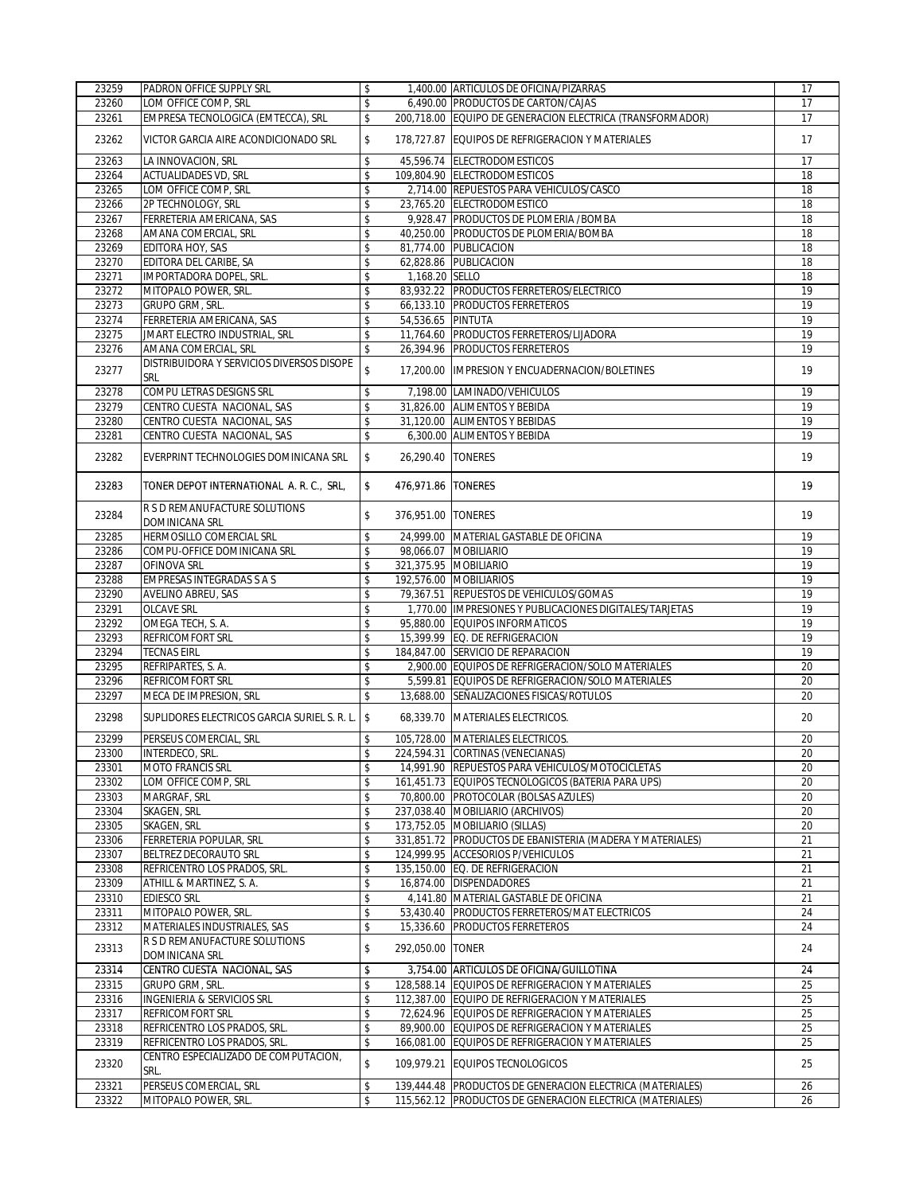| | | | | | |
|---|---|---|---|---|---|
| 23259 | PADRON OFFICE SUPPLY SRL | $ | 1,400.00 | ARTICULOS DE OFICINA/PIZARRAS | 17 |
| 23260 | LOM OFFICE COMP, SRL | $ | 6,490.00 | PRODUCTOS DE CARTON/CAJAS | 17 |
| 23261 | EMPRESA TECNOLOGICA (EMTECCA), SRL | $ | 200,718.00 | EQUIPO DE GENERACION ELECTRICA (TRANSFORMADOR) | 17 |
| 23262 | VICTOR GARCIA AIRE ACONDICIONADO SRL | $ | 178,727.87 | EQUIPOS DE REFRIGERACION Y MATERIALES | 17 |
| 23263 | LA INNOVACION, SRL | $ | 45,596.74 | ELECTRODOMESTICOS | 17 |
| 23264 | ACTUALIDADES VD, SRL | $ | 109,804.90 | ELECTRODOMESTICOS | 18 |
| 23265 | LOM OFFICE COMP, SRL | $ | 2,714.00 | REPUESTOS PARA VEHICULOS/CASCO | 18 |
| 23266 | 2P TECHNOLOGY, SRL | $ | 23,765.20 | ELECTRODOMESTICO | 18 |
| 23267 | FERRETERIA AMERICANA, SAS | $ | 9,928.47 | PRODUCTOS DE PLOMERIA /BOMBA | 18 |
| 23268 | AMANA COMERCIAL, SRL | $ | 40,250.00 | PRODUCTOS DE PLOMERIA/BOMBA | 18 |
| 23269 | EDITORA HOY, SAS | $ | 81,774.00 | PUBLICACION | 18 |
| 23270 | EDITORA DEL CARIBE, SA | $ | 62,828.86 | PUBLICACION | 18 |
| 23271 | IMPORTADORA DOPEL, SRL. | $ | 1,168.20 | SELLO | 18 |
| 23272 | MITOPALO POWER, SRL. | $ | 83,932.22 | PRODUCTOS FERRETEROS/ELECTRICO | 19 |
| 23273 | GRUPO GRM, SRL. | $ | 66,133.10 | PRODUCTOS FERRETEROS | 19 |
| 23274 | FERRETERIA AMERICANA, SAS | $ | 54,536.65 | PINTUTA | 19 |
| 23275 | JMART ELECTRO INDUSTRIAL, SRL | $ | 11,764.60 | PRODUCTOS FERRETEROS/LIJADORA | 19 |
| 23276 | AMANA COMERCIAL, SRL | $ | 26,394.96 | PRODUCTOS FERRETEROS | 19 |
| 23277 | DISTRIBUIDORA Y SERVICIOS DIVERSOS DISOPE SRL | $ | 17,200.00 | IMPRESION Y ENCUADERNACION/BOLETINES | 19 |
| 23278 | COMPU LETRAS DESIGNS SRL | $ | 7,198.00 | LAMINADO/VEHICULOS | 19 |
| 23279 | CENTRO CUESTA NACIONAL, SAS | $ | 31,826.00 | ALIMENTOS Y BEBIDA | 19 |
| 23280 | CENTRO CUESTA NACIONAL, SAS | $ | 31,120.00 | ALIMENTOS Y BEBIDAS | 19 |
| 23281 | CENTRO CUESTA NACIONAL, SAS | $ | 6,300.00 | ALIMENTOS Y BEBIDA | 19 |
| 23282 | EVERPRINT TECHNOLOGIES DOMINICANA SRL | $ | 26,290.40 | TONERES | 19 |
| 23283 | TONER DEPOT INTERNATIONAL A. R. C., SRL, | $ | 476,971.86 | TONERES | 19 |
| 23284 | R S D REMANUFACTURE SOLUTIONS DOMINICANA SRL | $ | 376,951.00 | TONERES | 19 |
| 23285 | HERMOSILLO COMERCIAL SRL | $ | 24,999.00 | MATERIAL GASTABLE DE OFICINA | 19 |
| 23286 | COMPU-OFFICE DOMINICANA SRL | $ | 98,066.07 | MOBILIARIO | 19 |
| 23287 | OFINOVA SRL | $ | 321,375.95 | MOBILIARIO | 19 |
| 23288 | EMPRESAS INTEGRADAS S A S | $ | 192,576.00 | MOBILIARIOS | 19 |
| 23290 | AVELINO ABREU, SAS | $ | 79,367.51 | REPUESTOS DE VEHICULOS/GOMAS | 19 |
| 23291 | OLCAVE SRL | $ | 1,770.00 | IMPRESIONES Y PUBLICACIONES DIGITALES/TARJETAS | 19 |
| 23292 | OMEGA TECH, S. A. | $ | 95,880.00 | EQUIPOS INFORMATICOS | 19 |
| 23293 | REFRICOMFORT SRL | $ | 15,399.99 | EQ. DE REFRIGERACION | 19 |
| 23294 | TECNAS EIRL | $ | 184,847.00 | SERVICIO DE REPARACION | 19 |
| 23295 | REFRIPARTES, S. A. | $ | 2,900.00 | EQUIPOS DE REFRIGERACION/SOLO MATERIALES | 20 |
| 23296 | REFRICOMFORT SRL | $ | 5,599.81 | EQUIPOS DE REFRIGERACION/SOLO MATERIALES | 20 |
| 23297 | MECA DE IMPRESION, SRL | $ | 13,688.00 | SEÑALIZACIONES FISICAS/ROTULOS | 20 |
| 23298 | SUPLIDORES ELECTRICOS GARCIA SURIEL S. R. L. | $ | 68,339.70 | MATERIALES ELECTRICOS. | 20 |
| 23299 | PERSEUS COMERCIAL, SRL | $ | 105,728.00 | MATERIALES ELECTRICOS. | 20 |
| 23300 | INTERDECO, SRL. | $ | 224,594.31 | CORTINAS (VENECIANAS) | 20 |
| 23301 | MOTO FRANCIS SRL | $ | 14,991.90 | REPUESTOS PARA VEHICULOS/MOTOCICLETAS | 20 |
| 23302 | LOM OFFICE COMP, SRL | $ | 161,451.73 | EQUIPOS TECNOLOGICOS (BATERIA PARA UPS) | 20 |
| 23303 | MARGRAF, SRL | $ | 70,800.00 | PROTOCOLAR (BOLSAS AZULES) | 20 |
| 23304 | SKAGEN, SRL | $ | 237,038.40 | MOBILIARIO (ARCHIVOS) | 20 |
| 23305 | SKAGEN, SRL | $ | 173,752.05 | MOBILIARIO (SILLAS) | 20 |
| 23306 | FERRETERIA POPULAR, SRL | $ | 331,851.72 | PRODUCTOS DE EBANISTERIA (MADERA Y MATERIALES) | 21 |
| 23307 | BELTREZ DECORAUTO SRL | $ | 124,999.95 | ACCESORIOS P/VEHICULOS | 21 |
| 23308 | REFRICENTRO LOS PRADOS, SRL. | $ | 135,150.00 | EQ. DE REFRIGERACION | 21 |
| 23309 | ATHILL & MARTINEZ, S. A. | $ | 16,874.00 | DISPENDADORES | 21 |
| 23310 | EDIESCO SRL | $ | 4,141.80 | MATERIAL GASTABLE DE OFICINA | 21 |
| 23311 | MITOPALO POWER, SRL. | $ | 53,430.40 | PRODUCTOS FERRETEROS/MAT ELECTRICOS | 24 |
| 23312 | MATERIALES INDUSTRIALES, SAS | $ | 15,336.60 | PRODUCTOS FERRETEROS | 24 |
| 23313 | R S D REMANUFACTURE SOLUTIONS DOMINICANA SRL | $ | 292,050.00 | TONER | 24 |
| 23314 | CENTRO CUESTA NACIONAL, SAS | $ | 3,754.00 | ARTICULOS DE OFICINA/GUILLOTINA | 24 |
| 23315 | GRUPO GRM, SRL. | $ | 128,588.14 | EQUIPOS DE REFRIGERACION Y MATERIALES | 25 |
| 23316 | INGENIERIA & SERVICIOS SRL | $ | 112,387.00 | EQUIPO DE REFRIGERACION Y MATERIALES | 25 |
| 23317 | REFRICOMFORT SRL | $ | 72,624.96 | EQUIPOS DE REFRIGERACION Y MATERIALES | 25 |
| 23318 | REFRICENTRO LOS PRADOS, SRL. | $ | 89,900.00 | EQUIPOS DE REFRIGERACION Y MATERIALES | 25 |
| 23319 | REFRICENTRO LOS PRADOS, SRL. | $ | 166,081.00 | EQUIPOS DE REFRIGERACION Y MATERIALES | 25 |
| 23320 | CENTRO ESPECIALIZADO DE COMPUTACION, SRL. | $ | 109,979.21 | EQUIPOS TECNOLOGICOS | 25 |
| 23321 | PERSEUS COMERCIAL, SRL | $ | 139,444.48 | PRODUCTOS DE GENERACION ELECTRICA (MATERIALES) | 26 |
| 23322 | MITOPALO POWER, SRL. | $ | 115,562.12 | PRODUCTOS DE GENERACION ELECTRICA (MATERIALES) | 26 |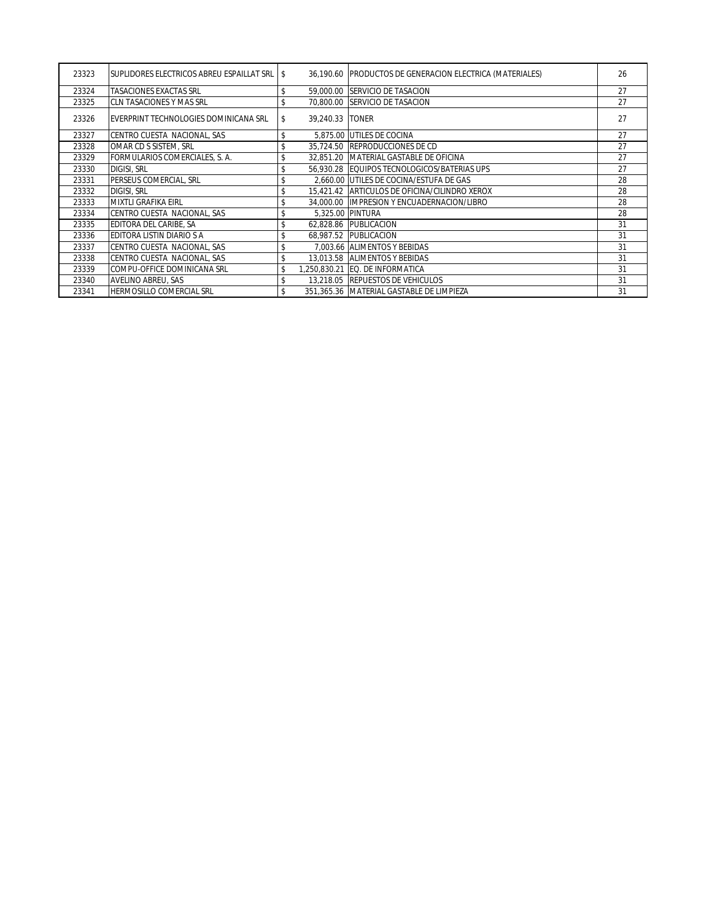| | | | | | |
|---|---|---|---|---|---|
| 23323 | SUPLIDORES ELECTRICOS ABREU ESPAILLAT SRL | $ | 36,190.60 | PRODUCTOS DE GENERACION ELECTRICA (MATERIALES) | 26 |
| 23324 | TASACIONES EXACTAS SRL | $ | 59,000.00 | SERVICIO DE TASACION | 27 |
| 23325 | CLN TASACIONES Y MAS SRL | $ | 70,800.00 | SERVICIO DE TASACION | 27 |
| 23326 | EVERPRINT TECHNOLOGIES DOMINICANA SRL | $ | 39,240.33 | TONER | 27 |
| 23327 | CENTRO CUESTA NACIONAL, SAS | $ | 5,875.00 | UTILES DE COCINA | 27 |
| 23328 | OMAR CD S SISTEM, SRL | $ | 35,724.50 | REPRODUCCIONES DE CD | 27 |
| 23329 | FORMULARIOS COMERCIALES, S. A. | $ | 32,851.20 | MATERIAL GASTABLE DE OFICINA | 27 |
| 23330 | DIGISI, SRL | $ | 56,930.28 | EQUIPOS TECNOLOGICOS/BATERIAS UPS | 27 |
| 23331 | PERSEUS COMERCIAL, SRL | $ | 2,660.00 | UTILES DE COCINA/ESTUFA DE GAS | 28 |
| 23332 | DIGISI, SRL | $ | 15,421.42 | ARTICULOS DE OFICINA/CILINDRO XEROX | 28 |
| 23333 | MIXTLI GRAFIKA EIRL | $ | 34,000.00 | IMPRESION Y ENCUADERNACION/LIBRO | 28 |
| 23334 | CENTRO CUESTA NACIONAL, SAS | $ | 5,325.00 | PINTURA | 28 |
| 23335 | EDITORA DEL CARIBE, SA | $ | 62,828.86 | PUBLICACION | 31 |
| 23336 | EDITORA LISTIN DIARIO S A | $ | 68,987.52 | PUBLICACION | 31 |
| 23337 | CENTRO CUESTA NACIONAL, SAS | $ | 7,003.66 | ALIMENTOS Y BEBIDAS | 31 |
| 23338 | CENTRO CUESTA NACIONAL, SAS | $ | 13,013.58 | ALIMENTOS Y BEBIDAS | 31 |
| 23339 | COMPU-OFFICE DOMINICANA SRL | $ | 1,250,830.21 | EQ. DE INFORMATICA | 31 |
| 23340 | AVELINO ABREU, SAS | $ | 13,218.05 | REPUESTOS DE VEHICULOS | 31 |
| 23341 | HERMOSILLO COMERCIAL SRL | $ | 351,365.36 | MATERIAL GASTABLE DE LIMPIEZA | 31 |